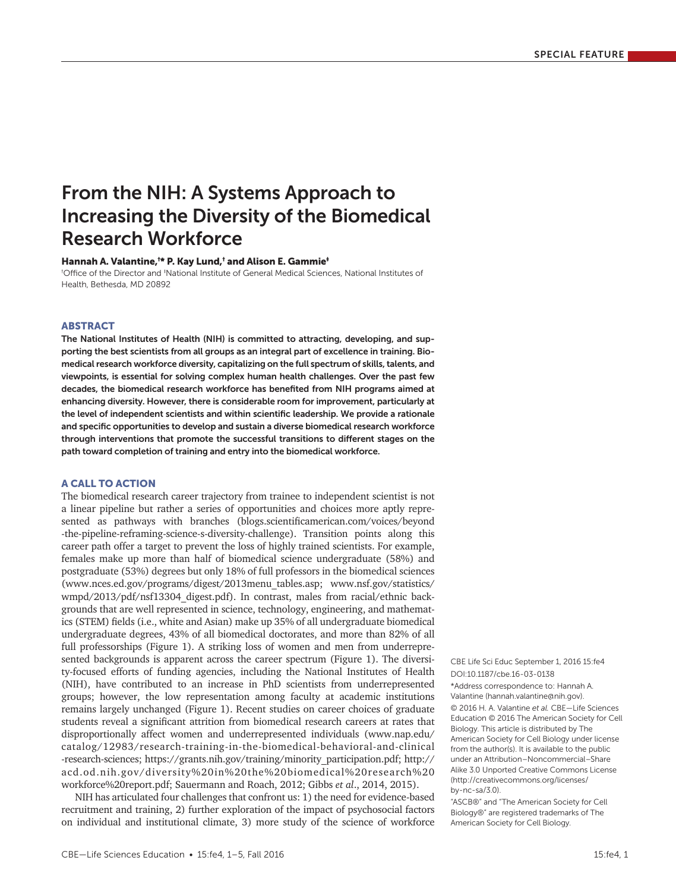SPECIAL FEATURE

# From the NIH: A Systems Approach to Increasing the Diversity of the Biomedical Research Workforce

**Hannah A. Valantine,[†]* P. Kay Lund,[†] and Alison E. Gammie[‡]**

[†]Office of the Director and [‡]National Institute of General Medical Sciences, National Institutes of Health, Bethesda, MD 20892

## ABSTRACT

**The National Institutes of Health (NIH) is committed to attracting, developing, and supporting the best scientists from all groups as an integral part of excellence in training. Biomedical research workforce diversity, capitalizing on the full spectrum of skills, talents, and viewpoints, is essential for solving complex human health challenges. Over the past few decades, the biomedical research workforce has benefited from NIH programs aimed at enhancing diversity. However, there is considerable room for improvement, particularly at the level of independent scientists and within scientific leadership. We provide a rationale and specific opportunities to develop and sustain a diverse biomedical research workforce through interventions that promote the successful transitions to different stages on the path toward completion of training and entry into the biomedical workforce.**

## A CALL TO ACTION

The biomedical research career trajectory from trainee to independent scientist is not a linear pipeline but rather a series of opportunities and choices more aptly represented as pathways with branches (blogs.scientificamerican.com/voices/beyond-the-pipeline-reframing-science-s-diversity-challenge). Transition points along this career path offer a target to prevent the loss of highly trained scientists. For example, females make up more than half of biomedical science undergraduate (58%) and postgraduate (53%) degrees but only 18% of full professors in the biomedical sciences (www.nces.ed.gov/programs/digest/2013menu_tables.asp; www.nsf.gov/statistics/wmpd/2013/pdf/nsf13304_digest.pdf). In contrast, males from racial/ethnic backgrounds that are well represented in science, technology, engineering, and mathematics (STEM) fields (i.e., white and Asian) make up 35% of all undergraduate biomedical undergraduate degrees, 43% of all biomedical doctorates, and more than 82% of all full professorships (Figure 1). A striking loss of women and men from underrepresented backgrounds is apparent across the career spectrum (Figure 1). The diversity-focused efforts of funding agencies, including the National Institutes of Health (NIH), have contributed to an increase in PhD scientists from underrepresented groups; however, the low representation among faculty at academic institutions remains largely unchanged (Figure 1). Recent studies on career choices of graduate students reveal a significant attrition from biomedical research careers at rates that disproportionally affect women and underrepresented individuals (www.nap.edu/catalog/12983/research-training-in-the-biomedical-behavioral-and-clinical-research-sciences; https://grants.nih.gov/training/minority_participation.pdf; http://acd.od.nih.gov/diversity%20in%20the%20biomedical%20research%20workforce%20report.pdf; Sauermann and Roach, 2012; Gibbs *et al*., 2014, 2015).

NIH has articulated four challenges that confront us: 1) the need for evidence-based recruitment and training, 2) further exploration of the impact of psychosocial factors on individual and institutional climate, 3) more study of the science of workforce

CBE Life Sci Educ September 1, 2016 15:fe4
DOI:10.1187/cbe.16-03-0138

*Address correspondence to: Hannah A. Valantine (hannah.valantine@nih.gov).

© 2016 H. A. Valantine *et al.* CBE—Life Sciences Education © 2016 The American Society for Cell Biology. This article is distributed by The American Society for Cell Biology under license from the author(s). It is available to the public under an Attribution–Noncommercial–Share Alike 3.0 Unported Creative Commons License (http://creativecommons.org/licenses/by-nc-sa/3.0).

"ASCB®" and "The American Society for Cell Biology®" are registered trademarks of The American Society for Cell Biology.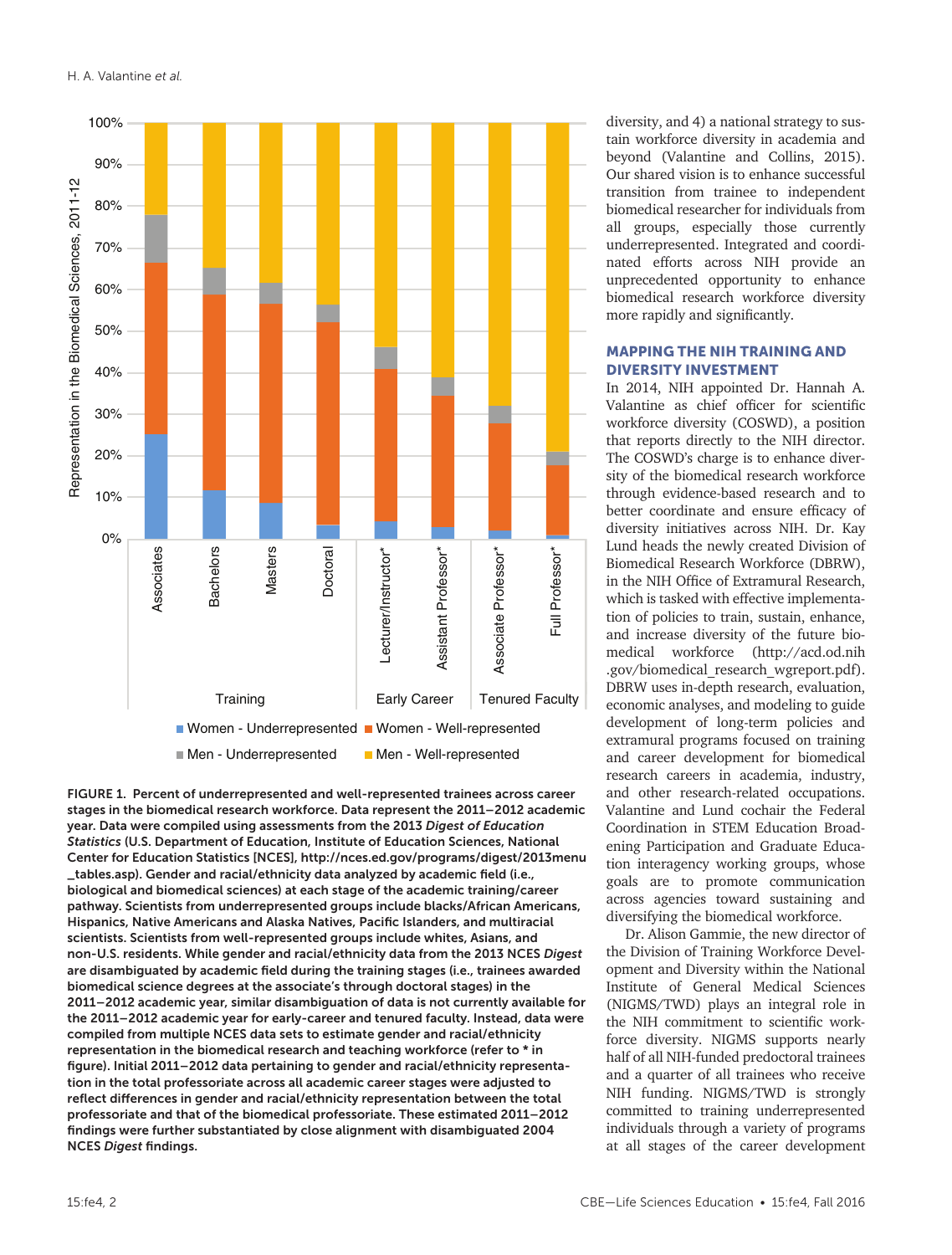FIGURE 1. **Percent of underrepresented and well-represented trainees across career stages in the biomedical research workforce. Data represent the 2011–2012 academic year. Data were compiled using assessments from the 2013 *Digest of Education Statistics* (U.S. Department of Education, Institute of Education Sciences, National Center for Education Statistics [NCES], http://nces.ed.gov/programs/digest/2013menu_tables.asp). Gender and racial/ethnicity data analyzed by academic field (i.e., biological and biomedical sciences) at each stage of the academic training/career pathway. Scientists from underrepresented groups include blacks/African Americans, Hispanics, Native Americans and Alaska Natives, Pacific Islanders, and multiracial scientists. Scientists from well-represented groups include whites, Asians, and non-U.S. residents. While gender and racial/ethnicity data from the 2013 NCES *Digest* are disambiguated by academic field during the training stages (i.e., trainees awarded biomedical science degrees at the associate's through doctoral stages) in the 2011–2012 academic year, similar disambiguation of data is not currently available for the 2011–2012 academic year for early-career and tenured faculty. Instead, data were compiled from multiple NCES data sets to estimate gender and racial/ethnicity representation in the biomedical research and teaching workforce (refer to * in figure). Initial 2011–2012 data pertaining to gender and racial/ethnicity representation in the total professoriate across all academic career stages were adjusted to reflect differences in gender and racial/ethnicity representation between the total professoriate and that of the biomedical professoriate. These estimated 2011–2012 findings were further substantiated by close alignment with disambiguated 2004 NCES *Digest* findings.**

diversity, and 4) a national strategy to sustain workforce diversity in academia and beyond (Valantine and Collins, 2015). Our shared vision is to enhance successful transition from trainee to independent biomedical researcher for individuals from all groups, especially those currently underrepresented. Integrated and coordinated efforts across NIH provide an unprecedented opportunity to enhance biomedical research workforce diversity more rapidly and significantly.

## MAPPING THE NIH TRAINING AND DIVERSITY INVESTMENT

In 2014, NIH appointed Dr. Hannah A. Valantine as chief officer for scientific workforce diversity (COSWD), a position that reports directly to the NIH director. The COSWD's charge is to enhance diversity of the biomedical research workforce through evidence-based research and to better coordinate and ensure efficacy of diversity initiatives across NIH. Dr. Kay Lund heads the newly created Division of Biomedical Research Workforce (DBRW), in the NIH Office of Extramural Research, which is tasked with effective implementation of policies to train, sustain, enhance, and increase diversity of the future biomedical workforce (http://acd.od.nih.gov/biomedical_research_wgreport.pdf). DBRW uses in-depth research, evaluation, economic analyses, and modeling to guide development of long-term policies and extramural programs focused on training and career development for biomedical research careers in academia, industry, and other research-related occupations. Valantine and Lund cochair the Federal Coordination in STEM Education Broadening Participation and Graduate Education interagency working groups, whose goals are to promote communication across agencies toward sustaining and diversifying the biomedical workforce.

Dr. Alison Gammie, the new director of the Division of Training Workforce Development and Diversity within the National Institute of General Medical Sciences (NIGMS/TWD) plays an integral role in the NIH commitment to scientific workforce diversity. NIGMS supports nearly half of all NIH-funded predoctoral trainees and a quarter of all trainees who receive NIH funding. NIGMS/TWD is strongly committed to training underrepresented individuals through a variety of programs at all stages of the career development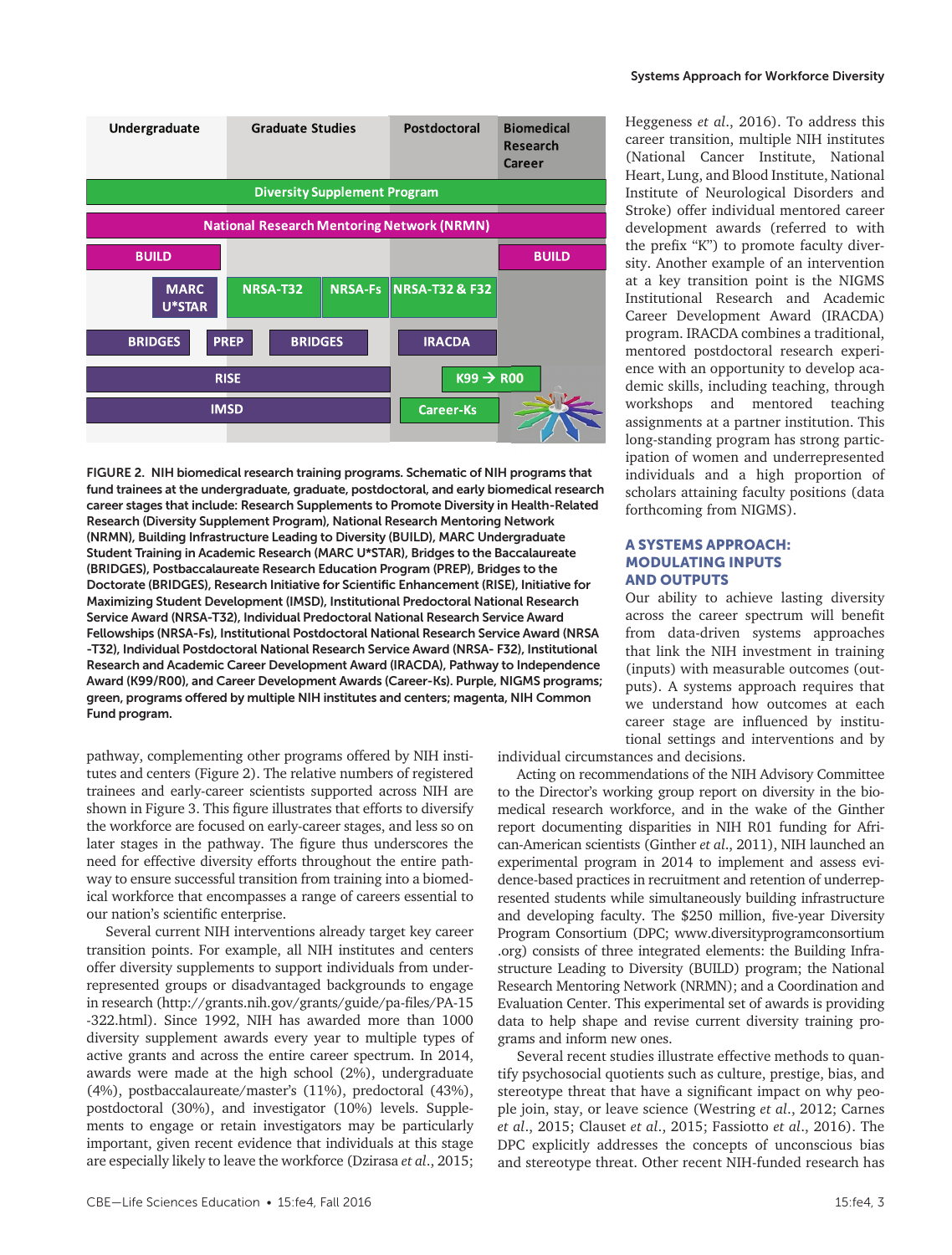FIGURE 2. NIH biomedical research training programs. Schematic of NIH programs that fund trainees at the undergraduate, graduate, postdoctoral, and early biomedical research career stages that include: Research Supplements to Promote Diversity in Health-Related Research (Diversity Supplement Program), National Research Mentoring Network (NRMN), Building Infrastructure Leading to Diversity (BUILD), MARC Undergraduate Student Training in Academic Research (MARC U*STAR), Bridges to the Baccalaureate (BRIDGES), Postbaccalaureate Research Education Program (PREP), Bridges to the Doctorate (BRIDGES), Research Initiative for Scientific Enhancement (RISE), Initiative for Maximizing Student Development (IMSD), Institutional Predoctoral National Research Service Award (NRSA-T32), Individual Predoctoral National Research Service Award Fellowships (NRSA-Fs), Institutional Postdoctoral National Research Service Award (NRSA-T32), Individual Postdoctoral National Research Service Award (NRSA- F32), Institutional Research and Academic Career Development Award (IRACDA), Pathway to Independence Award (K99/R00), and Career Development Awards (Career-Ks). Purple, NIGMS programs; green, programs offered by multiple NIH institutes and centers; magenta, NIH Common Fund program.

pathway, complementing other programs offered by NIH institutes and centers (Figure 2). The relative numbers of registered trainees and early-career scientists supported across NIH are shown in Figure 3. This figure illustrates that efforts to diversify the workforce are focused on early-career stages, and less so on later stages in the pathway. The figure thus underscores the need for effective diversity efforts throughout the entire pathway to ensure successful transition from training into a biomedical workforce that encompasses a range of careers essential to our nation's scientific enterprise.

Several current NIH interventions already target key career transition points. For example, all NIH institutes and centers offer diversity supplements to support individuals from underrepresented groups or disadvantaged backgrounds to engage in research (http://grants.nih.gov/grants/guide/pa-files/PA-15-322.html). Since 1992, NIH has awarded more than 1000 diversity supplement awards every year to multiple types of active grants and across the entire career spectrum. In 2014, awards were made at the high school (2%), undergraduate (4%), postbaccalaureate/master's (11%), predoctoral (43%), postdoctoral (30%), and investigator (10%) levels. Supplements to engage or retain investigators may be particularly important, given recent evidence that individuals at this stage are especially likely to leave the workforce (Dzirasa *et al.*, 2015; Heggeness *et al.*, 2016). To address this career transition, multiple NIH institutes (National Cancer Institute, National Heart, Lung, and Blood Institute, National Institute of Neurological Disorders and Stroke) offer individual mentored career development awards (referred to with the prefix "K") to promote faculty diversity. Another example of an intervention at a key transition point is the NIGMS Institutional Research and Academic Career Development Award (IRACDA) program. IRACDA combines a traditional, mentored postdoctoral research experience with an opportunity to develop academic skills, including teaching, through workshops and mentored teaching assignments at a partner institution. This long-standing program has strong participation of women and underrepresented individuals and a high proportion of scholars attaining faculty positions (data forthcoming from NIGMS).

## A SYSTEMS APPROACH: MODULATING INPUTS AND OUTPUTS

Our ability to achieve lasting diversity across the career spectrum will benefit from data-driven systems approaches that link the NIH investment in training (inputs) with measurable outcomes (outputs). A systems approach requires that we understand how outcomes at each career stage are influenced by institutional settings and interventions and by individual circumstances and decisions.

Acting on recommendations of the NIH Advisory Committee to the Director's working group report on diversity in the biomedical research workforce, and in the wake of the Ginther report documenting disparities in NIH R01 funding for African-American scientists (Ginther *et al.*, 2011), NIH launched an experimental program in 2014 to implement and assess evidence-based practices in recruitment and retention of underrepresented students while simultaneously building infrastructure and developing faculty. The $250 million, five-year Diversity Program Consortium (DPC; www.diversityprogramconsortium.org) consists of three integrated elements: the Building Infrastructure Leading to Diversity (BUILD) program; the National Research Mentoring Network (NRMN); and a Coordination and Evaluation Center. This experimental set of awards is providing data to help shape and revise current diversity training programs and inform new ones.

Several recent studies illustrate effective methods to quantify psychosocial quotients such as culture, prestige, bias, and stereotype threat that have a significant impact on why people join, stay, or leave science (Westring *et al.*, 2012; Carnes *et al.*, 2015; Clauset *et al.*, 2015; Fassiotto *et al.*, 2016). The DPC explicitly addresses the concepts of unconscious bias and stereotype threat. Other recent NIH-funded research has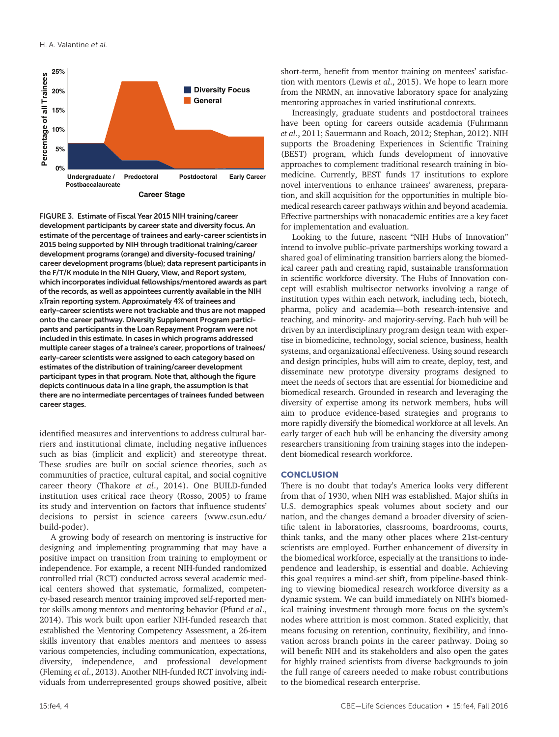FIGURE 3. Estimate of Fiscal Year 2015 NIH training/career development participants by career state and diversity focus. An estimate of the percentage of trainees and early-career scientists in 2015 being supported by NIH through traditional training/career development programs (orange) and diversity-focused training/career development programs (blue); data represent participants in the F/T/K module in the NIH Query, View, and Report system, which incorporates individual fellowships/mentored awards as part of the records, as well as appointees currently available in the NIH xTrain reporting system. Approximately 4% of trainees and early-career scientists were not trackable and thus are not mapped onto the career pathway. Diversity Supplement Program participants and participants in the Loan Repayment Program were not included in this estimate. In cases in which programs addressed multiple career stages of a trainee's career, proportions of trainees/early-career scientists were assigned to each category based on estimates of the distribution of training/career development participant types in that program. Note that, although the figure depicts continuous data in a line graph, the assumption is that there are no intermediate percentages of trainees funded between career stages.

identified measures and interventions to address cultural barriers and institutional climate, including negative influences such as bias (implicit and explicit) and stereotype threat. These studies are built on social science theories, such as communities of practice, cultural capital, and social cognitive career theory (Thakore *et al*., 2014). One BUILD-funded institution uses critical race theory (Rosso, 2005) to frame its study and intervention on factors that influence students' decisions to persist in science careers (www.csun.edu/build-poder).

A growing body of research on mentoring is instructive for designing and implementing programming that may have a positive impact on transition from training to employment or independence. For example, a recent NIH-funded randomized controlled trial (RCT) conducted across several academic medical centers showed that systematic, formalized, competency-based research mentor training improved self-reported mentor skills among mentors and mentoring behavior (Pfund *et al*., 2014). This work built upon earlier NIH-funded research that established the Mentoring Competency Assessment, a 26-item skills inventory that enables mentors and mentees to assess various competencies, including communication, expectations, diversity, independence, and professional development (Fleming *et al*., 2013). Another NIH-funded RCT involving individuals from underrepresented groups showed positive, albeit short-term, benefit from mentor training on mentees' satisfaction with mentors (Lewis *et al*., 2015). We hope to learn more from the NRMN, an innovative laboratory space for analyzing mentoring approaches in varied institutional contexts.

Increasingly, graduate students and postdoctoral trainees have been opting for careers outside academia (Fuhrmann *et al*., 2011; Sauermann and Roach, 2012; Stephan, 2012). NIH supports the Broadening Experiences in Scientific Training (BEST) program, which funds development of innovative approaches to complement traditional research training in biomedicine. Currently, BEST funds 17 institutions to explore novel interventions to enhance trainees' awareness, preparation, and skill acquisition for the opportunities in multiple biomedical research career pathways within and beyond academia. Effective partnerships with nonacademic entities are a key facet for implementation and evaluation.

Looking to the future, nascent "NIH Hubs of Innovation" intend to involve public–private partnerships working toward a shared goal of eliminating transition barriers along the biomedical career path and creating rapid, sustainable transformation in scientific workforce diversity. The Hubs of Innovation concept will establish multisector networks involving a range of institution types within each network, including tech, biotech, pharma, policy and academia—both research-intensive and teaching, and minority- and majority-serving. Each hub will be driven by an interdisciplinary program design team with expertise in biomedicine, technology, social science, business, health systems, and organizational effectiveness. Using sound research and design principles, hubs will aim to create, deploy, test, and disseminate new prototype diversity programs designed to meet the needs of sectors that are essential for biomedicine and biomedical research. Grounded in research and leveraging the diversity of expertise among its network members, hubs will aim to produce evidence-based strategies and programs to more rapidly diversify the biomedical workforce at all levels. An early target of each hub will be enhancing the diversity among researchers transitioning from training stages into the independent biomedical research workforce.

## CONCLUSION

There is no doubt that today's America looks very different from that of 1930, when NIH was established. Major shifts in U.S. demographics speak volumes about society and our nation, and the changes demand a broader diversity of scientific talent in laboratories, classrooms, boardrooms, courts, think tanks, and the many other places where 21st-century scientists are employed. Further enhancement of diversity in the biomedical workforce, especially at the transitions to independence and leadership, is essential and doable. Achieving this goal requires a mind-set shift, from pipeline-based thinking to viewing biomedical research workforce diversity as a dynamic system. We can build immediately on NIH's biomedical training investment through more focus on the system's nodes where attrition is most common. Stated explicitly, that means focusing on retention, continuity, flexibility, and innovation across branch points in the career pathway. Doing so will benefit NIH and its stakeholders and also open the gates for highly trained scientists from diverse backgrounds to join the full range of careers needed to make robust contributions to the biomedical research enterprise.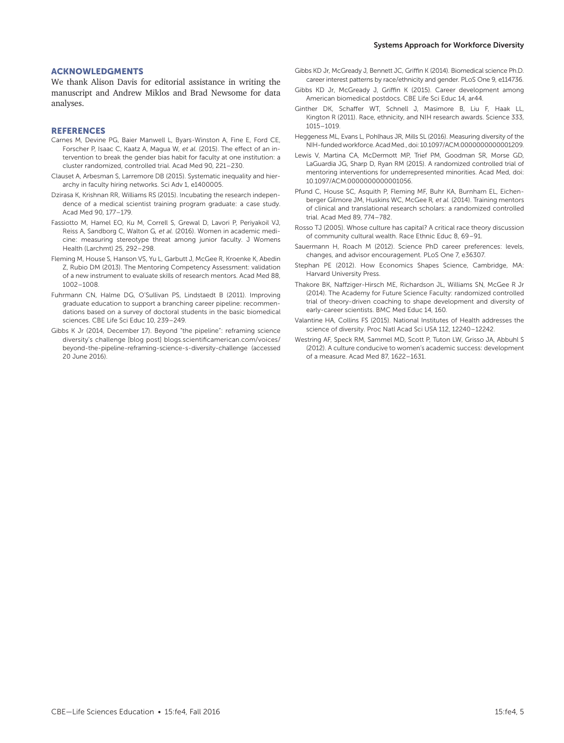## ACKNOWLEDGMENTS

We thank Alison Davis for editorial assistance in writing the manuscript and Andrew Miklos and Brad Newsome for data analyses.

## REFERENCES

Carnes M, Devine PG, Baier Manwell L, Byars-Winston A, Fine E, Ford CE, Forscher P, Isaac C, Kaatz A, Magua W, *et al.* (2015). The effect of an intervention to break the gender bias habit for faculty at one institution: a cluster randomized, controlled trial. Acad Med 90, 221–230.

Clauset A, Arbesman S, Larremore DB (2015). Systematic inequality and hierarchy in faculty hiring networks. Sci Adv 1, e1400005.

Dzirasa K, Krishnan RR, Williams RS (2015). Incubating the research independence of a medical scientist training program graduate: a case study. Acad Med 90, 177–179.

Fassiotto M, Hamel EO, Ku M, Correll S, Grewal D, Lavori P, Periyakoil VJ, Reiss A, Sandborg C, Walton G, *et al.* (2016). Women in academic medicine: measuring stereotype threat among junior faculty. J Womens Health (Larchmt) 25, 292–298.

Fleming M, House S, Hanson VS, Yu L, Garbutt J, McGee R, Kroenke K, Abedin Z, Rubio DM (2013). The Mentoring Competency Assessment: validation of a new instrument to evaluate skills of research mentors. Acad Med 88, 1002–1008.

Fuhrmann CN, Halme DG, O'Sullivan PS, Lindstaedt B (2011). Improving graduate education to support a branching career pipeline: recommendations based on a survey of doctoral students in the basic biomedical sciences. CBE Life Sci Educ 10, 239–249.

Gibbs K Jr (2014, December 17). Beyond "the pipeline": reframing science diversity's challenge [blog post] blogs.scientificamerican.com/voices/beyond-the-pipeline-reframing-science-s-diversity-challenge (accessed 20 June 2016).

Gibbs KD Jr, McGready J, Bennett JC, Griffin K (2014). Biomedical science Ph.D. career interest patterns by race/ethnicity and gender. PLoS One 9, e114736.

Gibbs KD Jr, McGready J, Griffin K (2015). Career development among American biomedical postdocs. CBE Life Sci Educ 14, ar44.

Ginther DK, Schaffer WT, Schnell J, Masimore B, Liu F, Haak LL, Kington R (2011). Race, ethnicity, and NIH research awards. Science 333, 1015–1019.

Heggeness ML, Evans L, Pohlhaus JR, Mills SL (2016). Measuring diversity of the NIH-funded workforce. Acad Med., doi: 10.1097/ACM.0000000000001209.

Lewis V, Martina CA, McDermott MP, Trief PM, Goodman SR, Morse GD, LaGuardia JG, Sharp D, Ryan RM (2015). A randomized controlled trial of mentoring interventions for underrepresented minorities. Acad Med, doi: 10.1097/ACM.0000000000001056.

Pfund C, House SC, Asquith P, Fleming MF, Buhr KA, Burnham EL, Eichenberger Gilmore JM, Huskins WC, McGee R, *et al.* (2014). Training mentors of clinical and translational research scholars: a randomized controlled trial. Acad Med 89, 774–782.

Rosso TJ (2005). Whose culture has capital? A critical race theory discussion of community cultural wealth. Race Ethnic Educ 8, 69–91.

Sauermann H, Roach M (2012). Science PhD career preferences: levels, changes, and advisor encouragement. PLoS One 7, e36307.

Stephan PE (2012). How Economics Shapes Science, Cambridge, MA: Harvard University Press.

Thakore BK, Naffziger-Hirsch ME, Richardson JL, Williams SN, McGee R Jr (2014). The Academy for Future Science Faculty: randomized controlled trial of theory-driven coaching to shape development and diversity of early-career scientists. BMC Med Educ 14, 160.

Valantine HA, Collins FS (2015). National Institutes of Health addresses the science of diversity. Proc Natl Acad Sci USA 112, 12240–12242.

Westring AF, Speck RM, Sammel MD, Scott P, Tuton LW, Grisso JA, Abbuhl S (2012). A culture conducive to women's academic success: development of a measure. Acad Med 87, 1622–1631.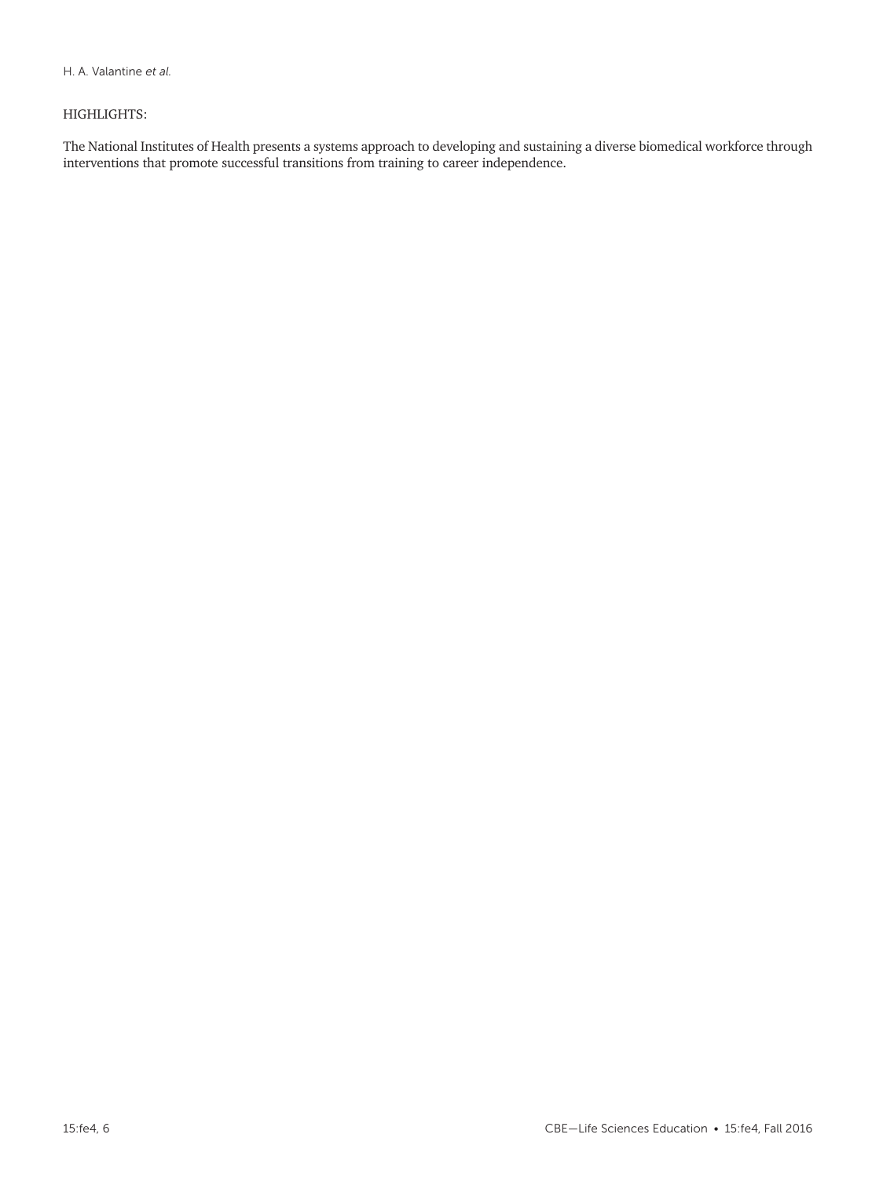HIGHLIGHTS:

The National Institutes of Health presents a systems approach to developing and sustaining a diverse biomedical workforce through interventions that promote successful transitions from training to career independence.